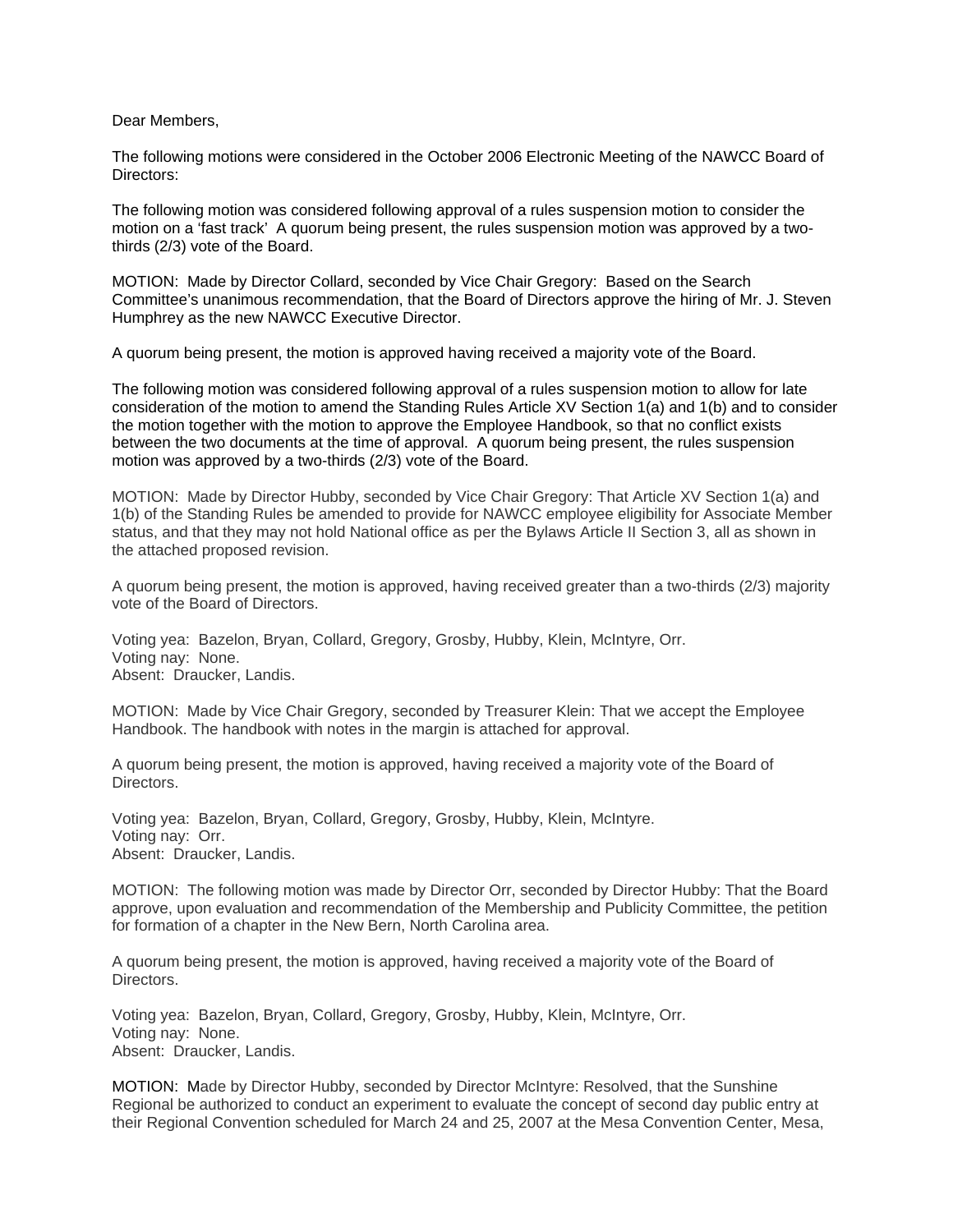Dear Members,

The following motions were considered in the October 2006 Electronic Meeting of the NAWCC Board of Directors:

The following motion was considered following approval of a rules suspension motion to consider the motion on a 'fast track' A quorum being present, the rules suspension motion was approved by a two-thirds (2/3) vote of the Board.

MOTION: Made by Director Collard, seconded by Vice Chair Gregory: Based on the Search Committee's unanimous recommendation, that the Board of Directors approve the hiring of Mr. J. Steven Humphrey as the new NAWCC Executive Director.

A quorum being present, the motion is approved having received a majority vote of the Board.

The following motion was considered following approval of a rules suspension motion to allow for late consideration of the motion to amend the Standing Rules Article XV Section 1(a) and 1(b) and to consider the motion together with the motion to approve the Employee Handbook, so that no conflict exists between the two documents at the time of approval. A quorum being present, the rules suspension motion was approved by a two-thirds (2/3) vote of the Board.

MOTION: Made by Director Hubby, seconded by Vice Chair Gregory: That Article XV Section 1(a) and 1(b) of the Standing Rules be amended to provide for NAWCC employee eligibility for Associate Member status, and that they may not hold National office as per the Bylaws Article II Section 3, all as shown in the attached proposed revision.

A quorum being present, the motion is approved, having received greater than a two-thirds (2/3) majority vote of the Board of Directors.

Voting yea: Bazelon, Bryan, Collard, Gregory, Grosby, Hubby, Klein, McIntyre, Orr.
Voting nay: None.
Absent: Draucker, Landis.

MOTION: Made by Vice Chair Gregory, seconded by Treasurer Klein: That we accept the Employee Handbook. The handbook with notes in the margin is attached for approval.

A quorum being present, the motion is approved, having received a majority vote of the Board of Directors.

Voting yea: Bazelon, Bryan, Collard, Gregory, Grosby, Hubby, Klein, McIntyre.
Voting nay: Orr.
Absent: Draucker, Landis.

MOTION: The following motion was made by Director Orr, seconded by Director Hubby: That the Board approve, upon evaluation and recommendation of the Membership and Publicity Committee, the petition for formation of a chapter in the New Bern, North Carolina area.

A quorum being present, the motion is approved, having received a majority vote of the Board of Directors.

Voting yea: Bazelon, Bryan, Collard, Gregory, Grosby, Hubby, Klein, McIntyre, Orr.
Voting nay: None.
Absent: Draucker, Landis.

MOTION: Made by Director Hubby, seconded by Director McIntyre: Resolved, that the Sunshine Regional be authorized to conduct an experiment to evaluate the concept of second day public entry at their Regional Convention scheduled for March 24 and 25, 2007 at the Mesa Convention Center, Mesa,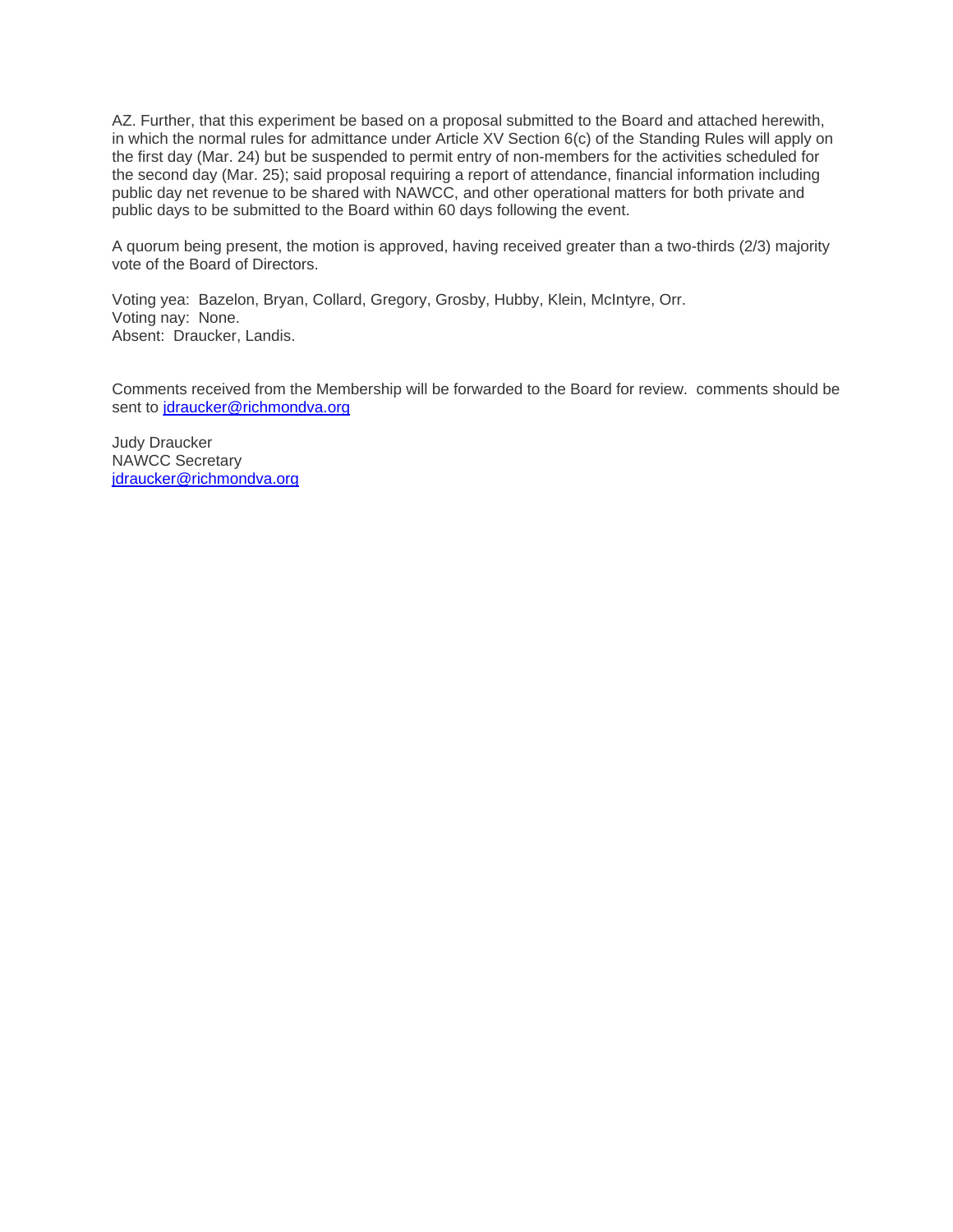AZ. Further, that this experiment be based on a proposal submitted to the Board and attached herewith, in which the normal rules for admittance under Article XV Section 6(c) of the Standing Rules will apply on the first day (Mar. 24) but be suspended to permit entry of non-members for the activities scheduled for the second day (Mar. 25); said proposal requiring a report of attendance, financial information including public day net revenue to be shared with NAWCC, and other operational matters for both private and public days to be submitted to the Board within 60 days following the event.

A quorum being present, the motion is approved, having received greater than a two-thirds (2/3) majority vote of the Board of Directors.

Voting yea: Bazelon, Bryan, Collard, Gregory, Grosby, Hubby, Klein, McIntyre, Orr.
Voting nay: None.
Absent: Draucker, Landis.

Comments received from the Membership will be forwarded to the Board for review. comments should be sent to [jdraucker@richmondva.org](mailto:jdraucker@richmondva.org)

Judy Draucker
NAWCC Secretary
[jdraucker@richmondva.org](mailto:jdraucker@richmondva.org)